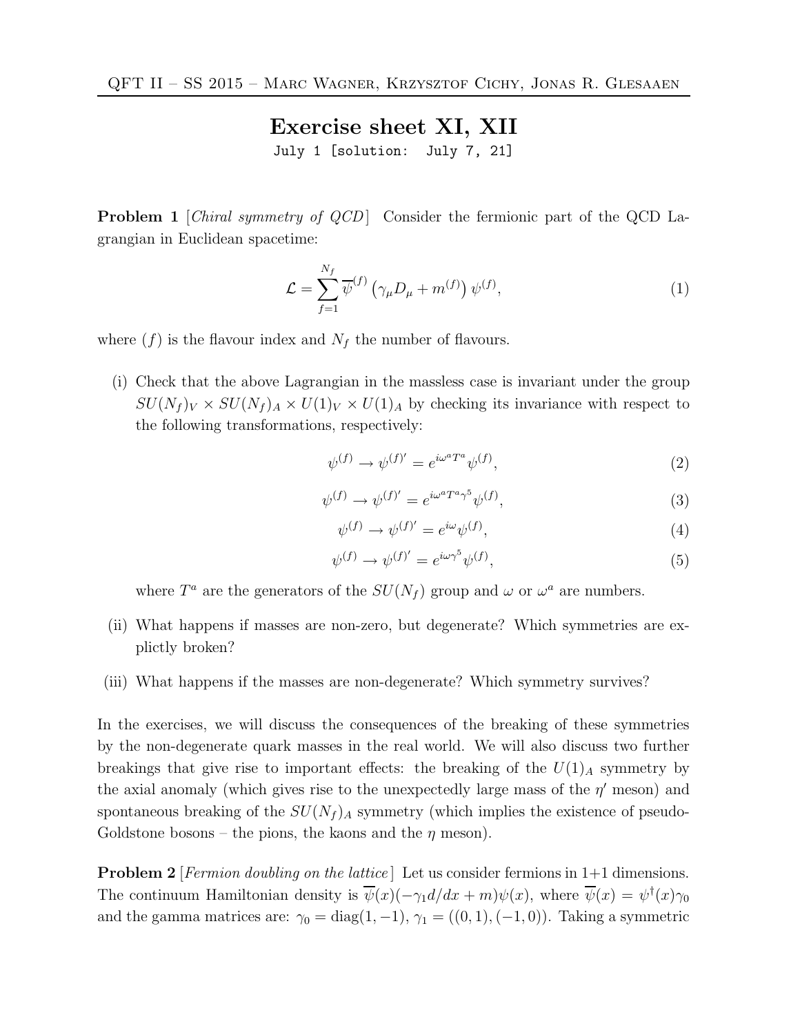# Exercise sheet XI, XII

July 1 [solution: July 7, 21]

**Problem 1** [*Chiral symmetry of QCD*] Consider the fermionic part of the QCD Lagrangian in Euclidean spacetime:

$$\mathcal{L} = \sum_{f=1}^{N_f} \overline{\psi}^{(f)} \left(\gamma_\mu D_\mu + m^{(f)}\right) \psi^{(f)}, \tag{1}$$

where $(f)$ is the flavour index and $N_f$ the number of flavours.

(i) Check that the above Lagrangian in the massless case is invariant under the group $SU(N_f)_V \times SU(N_f)_A \times U(1)_V \times U(1)_A$ by checking its invariance with respect to the following transformations, respectively:

$$\psi^{(f)} \to \psi^{(f)\prime} = e^{i\omega^a T^a} \psi^{(f)}, \tag{2}$$

$$\psi^{(f)} \to \psi^{(f)\prime} = e^{i\omega^a T^a \gamma^5} \psi^{(f)}, \tag{3}$$

$$\psi^{(f)} \to \psi^{(f)\prime} = e^{i\omega} \psi^{(f)}, \tag{4}$$

$$\psi^{(f)} \to \psi^{(f)\prime} = e^{i\omega\gamma^5} \psi^{(f)}, \tag{5}$$

where $T^a$ are the generators of the $SU(N_f)$ group and $\omega$ or $\omega^a$ are numbers.

(ii) What happens if masses are non-zero, but degenerate? Which symmetries are explictly broken?

(iii) What happens if the masses are non-degenerate? Which symmetry survives?

In the exercises, we will discuss the consequences of the breaking of these symmetries by the non-degenerate quark masses in the real world. We will also discuss two further breakings that give rise to important effects: the breaking of the $U(1)_A$ symmetry by the axial anomaly (which gives rise to the unexpectedly large mass of the $\eta'$ meson) and spontaneous breaking of the $SU(N_f)_A$ symmetry (which implies the existence of pseudo-Goldstone bosons – the pions, the kaons and the $\eta$ meson).

**Problem 2** [*Fermion doubling on the lattice*] Let us consider fermions in 1+1 dimensions. The continuum Hamiltonian density is $\overline{\psi}(x)(-\gamma_1 d/dx + m)\psi(x)$, where $\overline{\psi}(x) = \psi^\dagger(x)\gamma_0$ and the gamma matrices are: $\gamma_0 = \mathrm{diag}(1, -1)$, $\gamma_1 = ((0, 1), (-1, 0))$. Taking a symmetric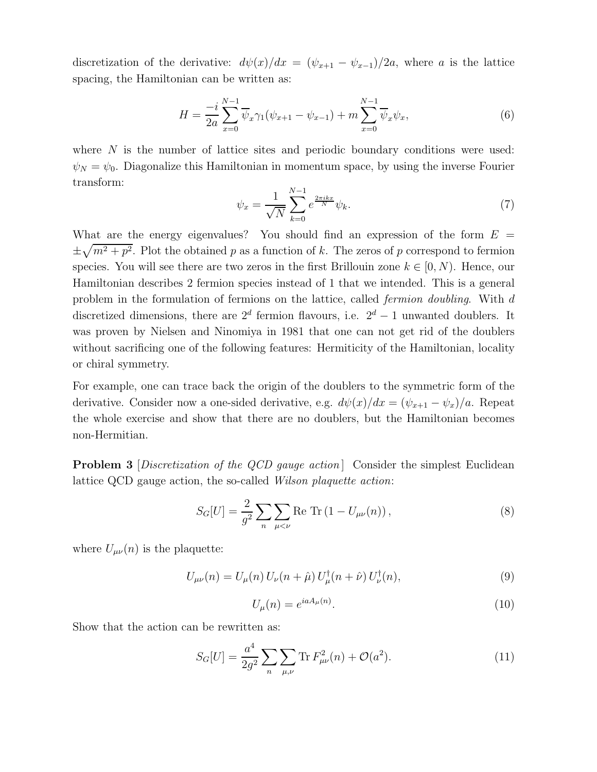discretization of the derivative: $d\psi(x)/dx = (\psi_{x+1} - \psi_{x-1})/2a$, where $a$ is the lattice spacing, the Hamiltonian can be written as:

$$H = \frac{-i}{2a} \sum_{x=0}^{N-1} \overline{\psi}_x \gamma_1 (\psi_{x+1} - \psi_{x-1}) + m \sum_{x=0}^{N-1} \overline{\psi}_x \psi_x, \tag{6}$$

where $N$ is the number of lattice sites and periodic boundary conditions were used: $\psi_N = \psi_0$. Diagonalize this Hamiltonian in momentum space, by using the inverse Fourier transform:

$$\psi_x = \frac{1}{\sqrt{N}} \sum_{k=0}^{N-1} e^{\frac{2\pi i k x}{N}} \psi_k. \tag{7}$$

What are the energy eigenvalues? You should find an expression of the form $E = \pm\sqrt{m^2 + p^2}$. Plot the obtained $p$ as a function of $k$. The zeros of $p$ correspond to fermion species. You will see there are two zeros in the first Brillouin zone $k \in [0, N)$. Hence, our Hamiltonian describes 2 fermion species instead of 1 that we intended. This is a general problem in the formulation of fermions on the lattice, called *fermion doubling*. With $d$ discretized dimensions, there are $2^d$ fermion flavours, i.e. $2^d - 1$ unwanted doublers. It was proven by Nielsen and Ninomiya in 1981 that one can not get rid of the doublers without sacrificing one of the following features: Hermiticity of the Hamiltonian, locality or chiral symmetry.

For example, one can trace back the origin of the doublers to the symmetric form of the derivative. Consider now a one-sided derivative, e.g. $d\psi(x)/dx = (\psi_{x+1} - \psi_x)/a$. Repeat the whole exercise and show that there are no doublers, but the Hamiltonian becomes non-Hermitian.

**Problem 3** [*Discretization of the QCD gauge action*] Consider the simplest Euclidean lattice QCD gauge action, the so-called *Wilson plaquette action*:

$$S_G[U] = \frac{2}{g^2} \sum_n \sum_{\mu<\nu} \text{Re Tr} \left(1 - U_{\mu\nu}(n)\right), \tag{8}$$

where $U_{\mu\nu}(n)$ is the plaquette:

$$U_{\mu\nu}(n) = U_\mu(n)\, U_\nu(n+\hat{\mu})\, U_\mu^\dagger(n+\hat{\nu})\, U_\nu^\dagger(n), \tag{9}$$

$$U_\mu(n) = e^{iaA_\mu(n)}. \tag{10}$$

Show that the action can be rewritten as:

$$S_G[U] = \frac{a^4}{2g^2} \sum_n \sum_{\mu,\nu} \text{Tr}\, F_{\mu\nu}^2(n) + \mathcal{O}(a^2). \tag{11}$$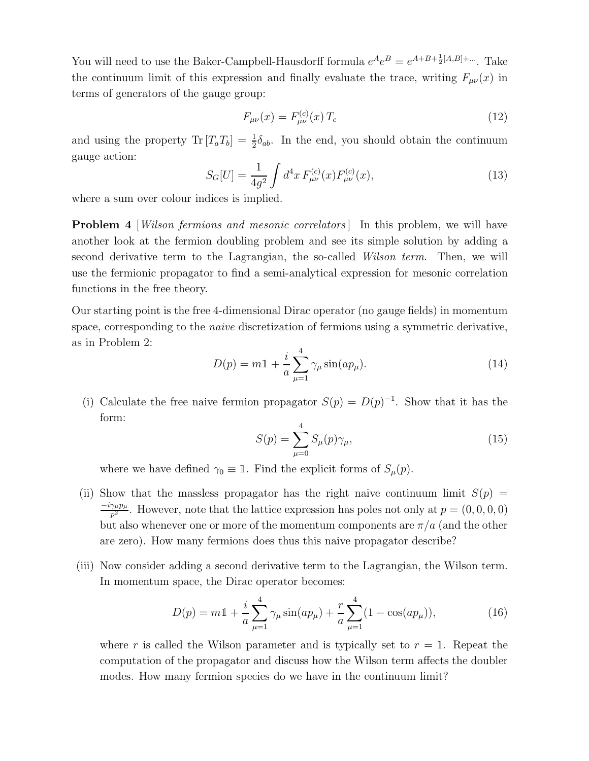You will need to use the Baker-Campbell-Hausdorff formula $e^A e^B = e^{A+B+\frac{1}{2}[A,B]+\cdots}$. Take the continuum limit of this expression and finally evaluate the trace, writing $F_{\mu\nu}(x)$ in terms of generators of the gauge group:

$$F_{\mu\nu}(x) = F^{(c)}_{\mu\nu}(x)\, T_c \tag{12}$$

and using the property $\mathrm{Tr}\,[T_a T_b] = \frac{1}{2}\delta_{ab}$. In the end, you should obtain the continuum gauge action:

$$S_G[U] = \frac{1}{4g^2}\int d^4x\, F^{(c)}_{\mu\nu}(x) F^{(c)}_{\mu\nu}(x), \tag{13}$$

where a sum over colour indices is implied.

**Problem 4** [*Wilson fermions and mesonic correlators*] In this problem, we will have another look at the fermion doubling problem and see its simple solution by adding a second derivative term to the Lagrangian, the so-called *Wilson term.* Then, we will use the fermionic propagator to find a semi-analytical expression for mesonic correlation functions in the free theory.

Our starting point is the free 4-dimensional Dirac operator (no gauge fields) in momentum space, corresponding to the *naive* discretization of fermions using a symmetric derivative, as in Problem 2:

$$D(p) = m\mathbb{1} + \frac{i}{a}\sum_{\mu=1}^{4}\gamma_\mu \sin(ap_\mu). \tag{14}$$

(i) Calculate the free naive fermion propagator $S(p) = D(p)^{-1}$. Show that it has the form:

$$S(p) = \sum_{\mu=0}^{4} S_\mu(p)\gamma_\mu, \tag{15}$$

where we have defined $\gamma_0 \equiv \mathbb{1}$. Find the explicit forms of $S_\mu(p)$.

(ii) Show that the massless propagator has the right naive continuum limit $S(p) = \frac{-i\gamma_\mu p_\mu}{p^2}$. However, note that the lattice expression has poles not only at $p = (0,0,0,0)$ but also whenever one or more of the momentum components are $\pi/a$ (and the other are zero). How many fermions does thus this naive propagator describe?

(iii) Now consider adding a second derivative term to the Lagrangian, the Wilson term. In momentum space, the Dirac operator becomes:

$$D(p) = m\mathbb{1} + \frac{i}{a}\sum_{\mu=1}^{4}\gamma_\mu \sin(ap_\mu) + \frac{r}{a}\sum_{\mu=1}^{4}(1-\cos(ap_\mu)), \tag{16}$$

where $r$ is called the Wilson parameter and is typically set to $r = 1$. Repeat the computation of the propagator and discuss how the Wilson term affects the doubler modes. How many fermion species do we have in the continuum limit?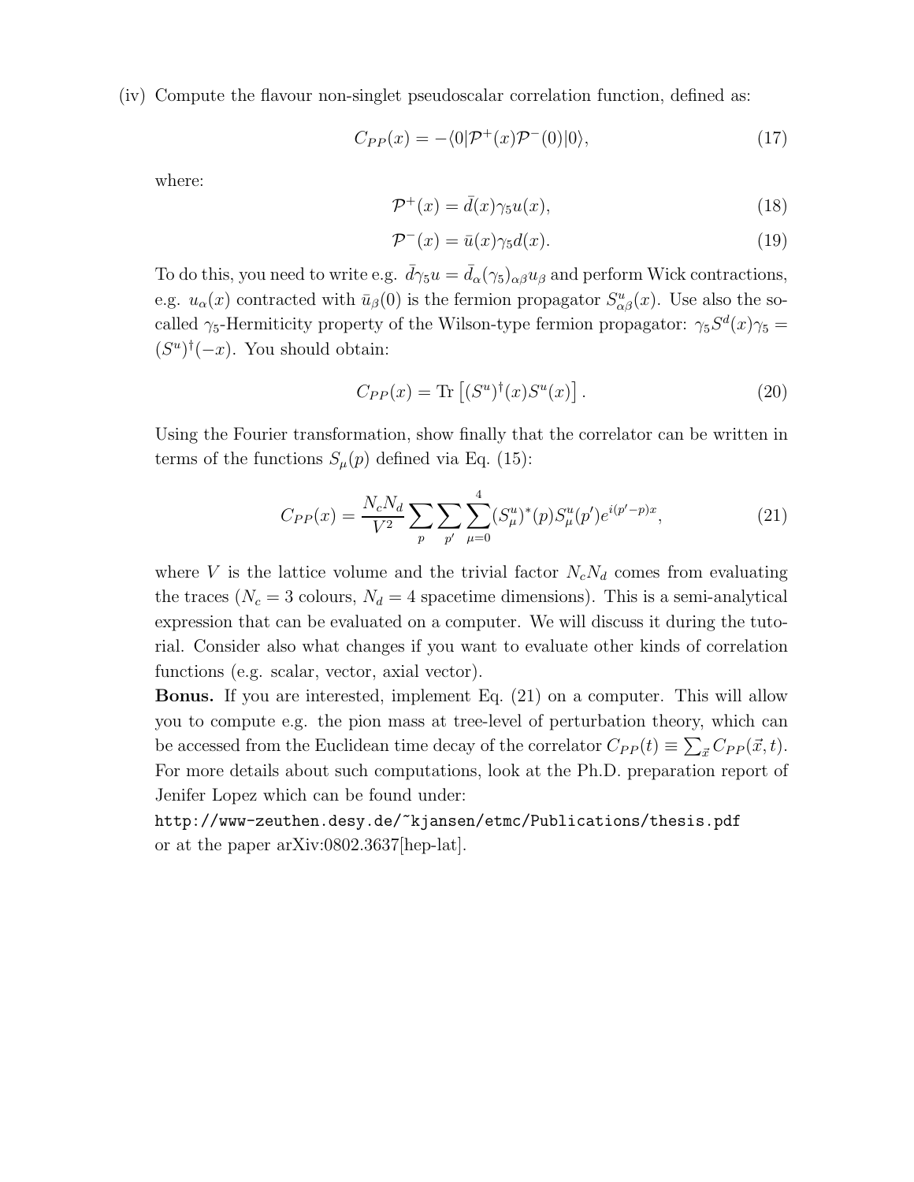(iv) Compute the flavour non-singlet pseudoscalar correlation function, defined as:

$$C_{PP}(x) = -\langle 0|\mathcal{P}^+(x)\mathcal{P}^-(0)|0\rangle, \tag{17}$$

where:

$$\mathcal{P}^+(x) = \bar{d}(x)\gamma_5 u(x), \tag{18}$$

$$\mathcal{P}^-(x) = \bar{u}(x)\gamma_5 d(x). \tag{19}$$

To do this, you need to write e.g. $\bar{d}\gamma_5 u = \bar{d}_\alpha(\gamma_5)_{\alpha\beta}u_\beta$ and perform Wick contractions, e.g. $u_\alpha(x)$ contracted with $\bar{u}_\beta(0)$ is the fermion propagator $S^u_{\alpha\beta}(x)$. Use also the so-called $\gamma_5$-Hermiticity property of the Wilson-type fermion propagator: $\gamma_5 S^d(x)\gamma_5 = (S^u)^\dagger(-x)$. You should obtain:

$$C_{PP}(x) = \mathrm{Tr}\left[(S^u)^\dagger(x)S^u(x)\right]. \tag{20}$$

Using the Fourier transformation, show finally that the correlator can be written in terms of the functions $S_\mu(p)$ defined via Eq. (15):

$$C_{PP}(x) = \frac{N_c N_d}{V^2}\sum_p\sum_{p'}\sum_{\mu=0}^{4}(S^u_\mu)^*(p)S^u_\mu(p')e^{i(p'-p)x}, \tag{21}$$

where $V$ is the lattice volume and the trivial factor $N_c N_d$ comes from evaluating the traces ($N_c = 3$ colours, $N_d = 4$ spacetime dimensions). This is a semi-analytical expression that can be evaluated on a computer. We will discuss it during the tutorial. Consider also what changes if you want to evaluate other kinds of correlation functions (e.g. scalar, vector, axial vector).

**Bonus.** If you are interested, implement Eq. (21) on a computer. This will allow you to compute e.g. the pion mass at tree-level of perturbation theory, which can be accessed from the Euclidean time decay of the correlator $C_{PP}(t) \equiv \sum_{\vec{x}} C_{PP}(\vec{x}, t)$. For more details about such computations, look at the Ph.D. preparation report of Jenifer Lopez which can be found under:

`http://www-zeuthen.desy.de/~kjansen/etmc/Publications/thesis.pdf`

or at the paper arXiv:0802.3637[hep-lat].